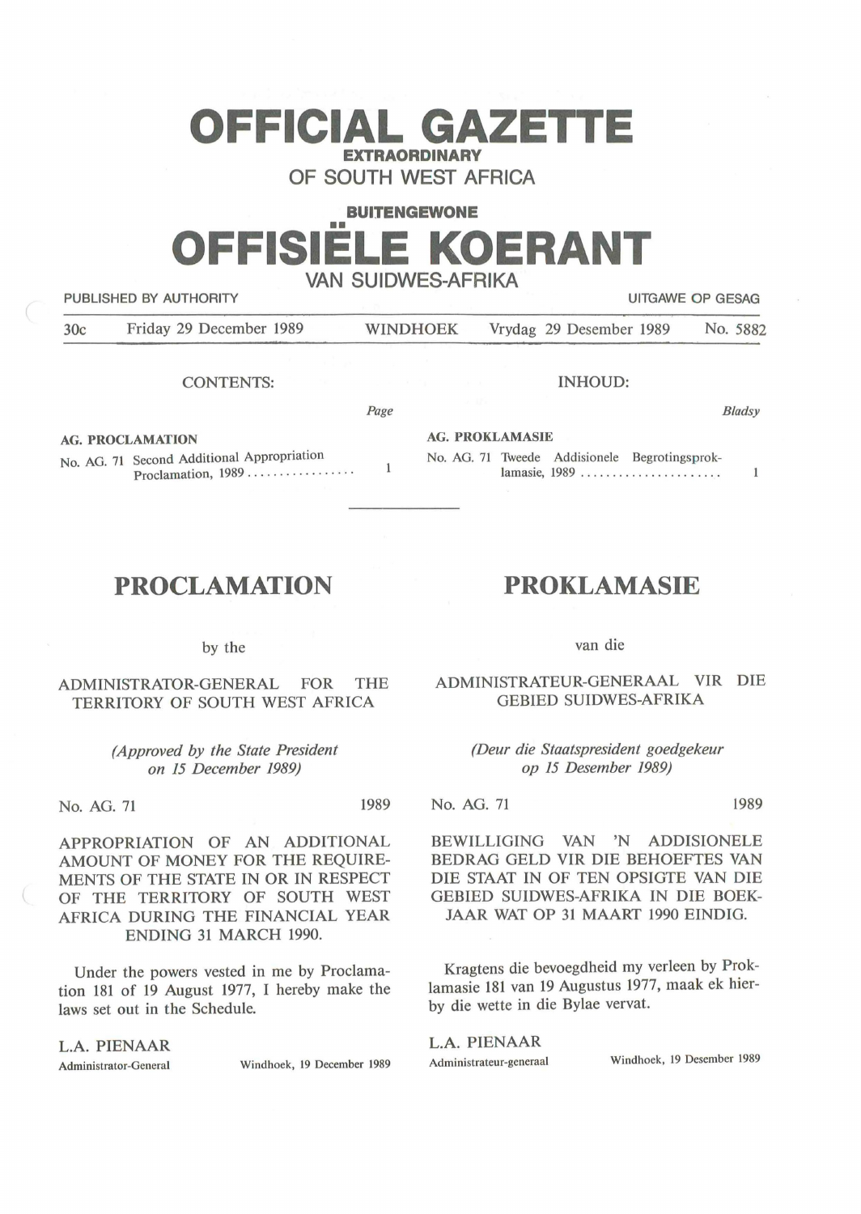# OFFICIAL GAZETTE

**EXTRAORDINARY**

OF SOUTH WEST AFRICA

**BUITENGEWONE**

# OFFISIËLE KOERANT

VAN SUIDWES-AFRIKA

PUBLISHED BY AUTHORITY — UITGAWE OP GESAG

30c | Friday 29 December 1989 | WINDHOEK | Vrydag 29 Desember 1989 | No. 5882

## CONTENTS:

| | Page |
|---|---|
| **AG. PROCLAMATION** | |
| No. AG. 71 Second Additional Appropriation Proclamation, 1989 ................ | 1 |

## PROCLAMATION

by the

ADMINISTRATOR-GENERAL FOR THE TERRITORY OF SOUTH WEST AFRICA

*(Approved by the State President on 15 December 1989)*

No. AG. 71 — 1989

APPROPRIATION OF AN ADDITIONAL AMOUNT OF MONEY FOR THE REQUIREMENTS OF THE STATE IN OR IN RESPECT OF THE TERRITORY OF SOUTH WEST AFRICA DURING THE FINANCIAL YEAR ENDING 31 MARCH 1990.

Under the powers vested in me by Proclamation 181 of 19 August 1977, I hereby make the laws set out in the Schedule.

L.A. PIENAAR
Administrator-General — Windhoek, 19 December 1989

## INHOUD:

| | Bladsy |
|---|---|
| **AG. PROKLAMASIE** | |
| No. AG. 71 Tweede Addisionele Begrotingsproklamasie, 1989 ...................... | 1 |

## PROKLAMASIE

van die

ADMINISTRATEUR-GENERAAL VIR DIE GEBIED SUIDWES-AFRIKA

*(Deur die Staatspresident goedgekeur op 15 Desember 1989)*

No. AG. 71 — 1989

BEWILLIGING VAN 'N ADDISIONELE BEDRAG GELD VIR DIE BEHOEFTES VAN DIE STAAT IN OF TEN OPSIGTE VAN DIE GEBIED SUIDWES-AFRIKA IN DIE BOEKJAAR WAT OP 31 MAART 1990 EINDIG.

Kragtens die bevoegdheid my verleen by Proklamasie 181 van 19 Augustus 1977, maak ek hierby die wette in die Bylae vervat.

L.A. PIENAAR
Administrateur-generaal — Windhoek, 19 Desember 1989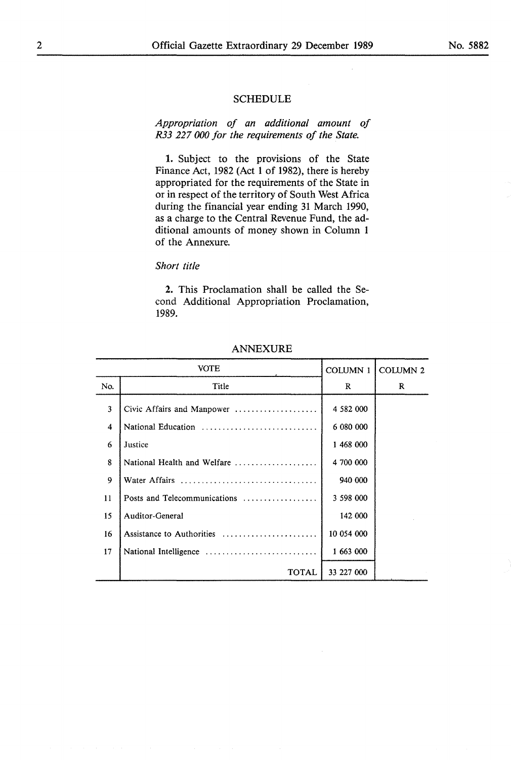## SCHEDULE

*Appropriation of an additional amount of R33 227 000 for the requirements of the State.*

**1.** Subject to the provisions of the State Finance Act, 1982 (Act 1 of 1982), there is hereby appropriated for the requirements of the State in or in respect of the territory of South West Africa during the financial year ending 31 March 1990, as a charge to the Central Revenue Fund, the additional amounts of money shown in Column 1 of the Annexure.

*Short title*

**2.** This Proclamation shall be called the Second Additional Appropriation Proclamation, 1989.

## ANNEXURE

| VOTE | | COLUMN 1 | COLUMN 2 |
|---|---|---|---|
| No. | Title | R | R |
| 3 | Civic Affairs and Manpower .................... | 4 582 000 | |
| 4 | National Education ............................ | 6 080 000 | |
| 6 | Justice | 1 468 000 | |
| 8 | National Health and Welfare .................... | 4 700 000 | |
| 9 | Water Affairs ................................. | 940 000 | |
| 11 | Posts and Telecommunications .................. | 3 598 000 | |
| 15 | Auditor-General | 142 000 | |
| 16 | Assistance to Authorities ....................... | 10 054 000 | |
| 17 | National Intelligence ........................... | 1 663 000 | |
| | TOTAL | 33 227 000 | |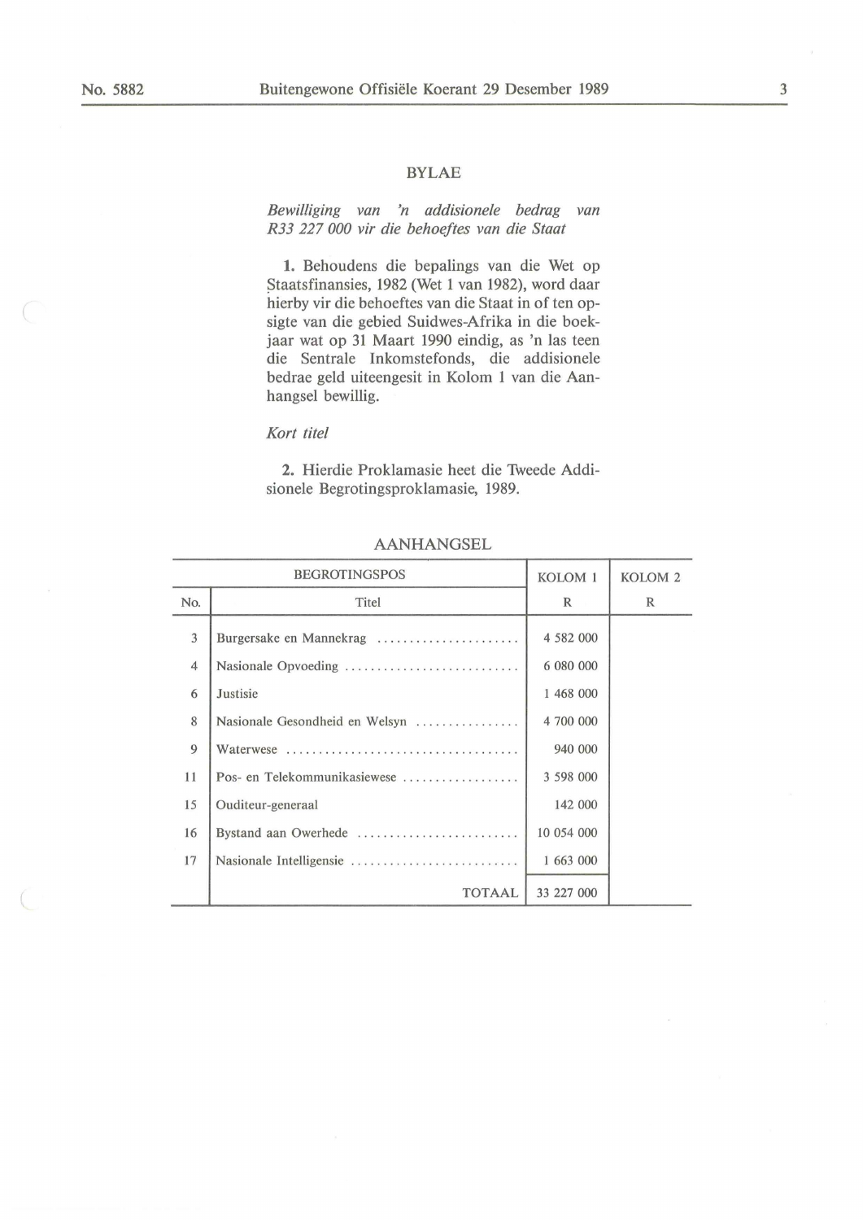## BYLAE

*Bewilliging van 'n addisionele bedrag van R33 227 000 vir die behoeftes van die Staat*

**1.** Behoudens die bepalings van die Wet op Staatsfinansies, 1982 (Wet 1 van 1982), word daar hierby vir die behoeftes van die Staat in of ten opsigte van die gebied Suidwes-Afrika in die boekjaar wat op 31 Maart 1990 eindig, as 'n las teen die Sentrale Inkomstefonds, die addisionele bedrae geld uiteengesit in Kolom 1 van die Aanhangsel bewillig.

*Kort titel*

**2.** Hierdie Proklamasie heet die Tweede Addisionele Begrotingsproklamasie, 1989.

### AANHANGSEL

| BEGROTINGSPOS | | KOLOM 1 | KOLOM 2 |
|---|---|---|---|
| No. | Titel | R | R |
| 3 | Burgersake en Mannekrag | 4 582 000 | |
| 4 | Nasionale Opvoeding | 6 080 000 | |
| 6 | Justisie | 1 468 000 | |
| 8 | Nasionale Gesondheid en Welsyn | 4 700 000 | |
| 9 | Waterwese | 940 000 | |
| 11 | Pos- en Telekommunikasiewese | 3 598 000 | |
| 15 | Ouditeur-generaal | 142 000 | |
| 16 | Bystand aan Owerhede | 10 054 000 | |
| 17 | Nasionale Intelligensie | 1 663 000 | |
| | TOTAAL | 33 227 000 | |